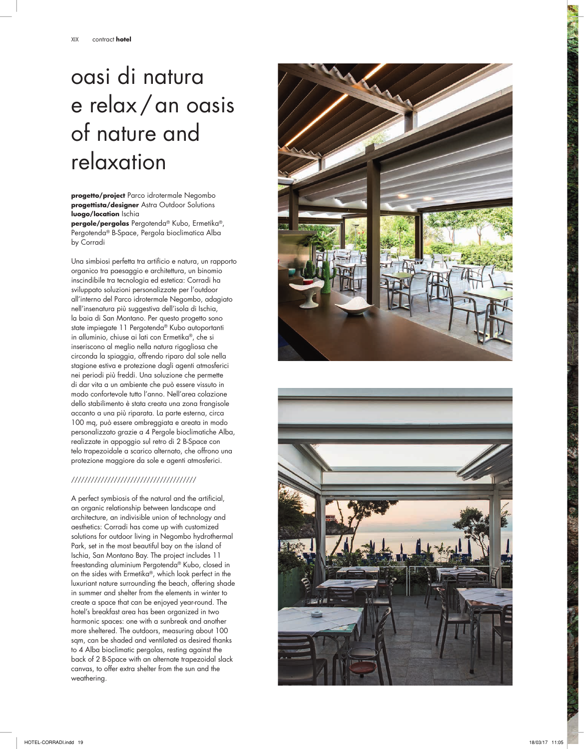# oasi di natura e relax / an oasis of nature and relaxation

**progetto/project** Parco idrotermale Negombo
**progettista/designer** Astra Outdoor Solutions
**luogo/location** Ischia
**pergole/pergolas** Pergotenda® Kubo, Ermetika®, Pergotenda® B-Space, Pergola bioclimatica Alba by Corradi

Una simbiosi perfetta tra artificio e natura, un rapporto organico tra paesaggio e architettura, un binomio inscindibile tra tecnologia ed estetica: Corradi ha sviluppato soluzioni personalizzate per l'outdoor all'interno del Parco idrotermale Negombo, adagiato nell'insenatura più suggestiva dell'isola di Ischia, la baia di San Montano. Per questo progetto sono state impiegate 11 Pergotenda® Kubo autoportanti in alluminio, chiuse ai lati con Ermetika®, che si inseriscono al meglio nella natura rigogliosa che circonda la spiaggia, offrendo riparo dal sole nella stagione estiva e protezione dagli agenti atmosferici nei periodi più freddi. Una soluzione che permette di dar vita a un ambiente che può essere vissuto in modo confortevole tutto l'anno. Nell'area colazione dello stabilimento è stata creata una zona frangisole accanto a una più riparata. La parte esterna, circa 100 mq, può essere ombreggiata e areata in modo personalizzato grazie a 4 Pergole bioclimatiche Alba, realizzate in appoggio sul retro di 2 B-Space con telo trapezoidale a scarico alternato, che offrono una protezione maggiore da sole e agenti atmosferici.

//////////////////////////////////////

A perfect symbiosis of the natural and the artificial, an organic relationship between landscape and architecture, an indivisible union of technology and aesthetics: Corradi has come up with customized solutions for outdoor living in Negombo hydrothermal Park, set in the most beautiful bay on the island of Ischia, San Montano Bay. The project includes 11 freestanding aluminium Pergotenda® Kubo, closed in on the sides with Ermetika®, which look perfect in the luxuriant nature surrounding the beach, offering shade in summer and shelter from the elements in winter to create a space that can be enjoyed year-round. The hotel's breakfast area has been organized in two harmonic spaces: one with a sunbreak and another more sheltered. The outdoors, measuring about 100 sqm, can be shaded and ventilated as desired thanks to 4 Alba bioclimatic pergolas, resting against the back of 2 B-Space with an alternate trapezoidal slack canvas, to offer extra shelter from the sun and the weathering.